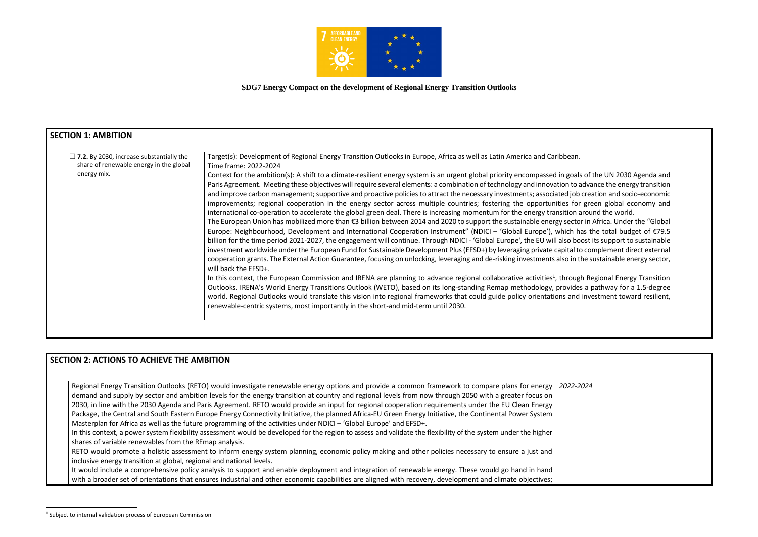**SDG7 Energy Compact on the development of Regional Energy Transition Outlooks**

## SECTION 1: AMBITION

| | |
|---|---|
| ☐ **7.2.** By 2030, increase substantially the share of renewable energy in the global energy mix. | Target(s): Development of Regional Energy Transition Outlooks in Europe, Africa as well as Latin America and Caribbean.<br>Time frame: 2022-2024<br>Context for the ambition(s): A shift to a climate-resilient energy system is an urgent global priority encompassed in goals of the UN 2030 Agenda and Paris Agreement. Meeting these objectives will require several elements: a combination of technology and innovation to advance the energy transition and improve carbon management; supportive and proactive policies to attract the necessary investments; associated job creation and socio-economic improvements; regional cooperation in the energy sector across multiple countries; fostering the opportunities for green global economy and international co-operation to accelerate the global green deal. There is increasing momentum for the energy transition around the world.<br>The European Union has mobilized more than €3 billion between 2014 and 2020 to support the sustainable energy sector in Africa. Under the "Global Europe: Neighbourhood, Development and International Cooperation Instrument" (NDICI – 'Global Europe'), which has the total budget of €79.5 billion for the time period 2021-2027, the engagement will continue. Through NDICI - 'Global Europe', the EU will also boost its support to sustainable investment worldwide under the European Fund for Sustainable Development Plus (EFSD+) by leveraging private capital to complement direct external cooperation grants. The External Action Guarantee, focusing on unlocking, leveraging and de-risking investments also in the sustainable energy sector, will back the EFSD+.<br>In this context, the European Commission and IRENA are planning to advance regional collaborative activities[1], through Regional Energy Transition Outlooks. IRENA's World Energy Transitions Outlook (WETO), based on its long-standing Remap methodology, provides a pathway for a 1.5-degree world. Regional Outlooks would translate this vision into regional frameworks that could guide policy orientations and investment toward resilient, renewable-centric systems, most importantly in the short-and mid-term until 2030. |

## SECTION 2: ACTIONS TO ACHIEVE THE AMBITION

| | |
|---|---|
| Regional Energy Transition Outlooks (RETO) would investigate renewable energy options and provide a common framework to compare plans for energy demand and supply by sector and ambition levels for the energy transition at country and regional levels from now through 2050 with a greater focus on 2030, in line with the 2030 Agenda and Paris Agreement. RETO would provide an input for regional cooperation requirements under the EU Clean Energy Package, the Central and South Eastern Europe Energy Connectivity Initiative, the planned Africa-EU Green Energy Initiative, the Continental Power System Masterplan for Africa as well as the future programming of the activities under NDICI – 'Global Europe' and EFSD+.<br>In this context, a power system flexibility assessment would be developed for the region to assess and validate the flexibility of the system under the higher shares of variable renewables from the REmap analysis.<br>RETO would promote a holistic assessment to inform energy system planning, economic policy making and other policies necessary to ensure a just and inclusive energy transition at global, regional and national levels.<br>It would include a comprehensive policy analysis to support and enable deployment and integration of renewable energy. These would go hand in hand with a broader set of orientations that ensures industrial and other economic capabilities are aligned with recovery, development and climate objectives; | *2022-2024* |

[1] Subject to internal validation process of European Commission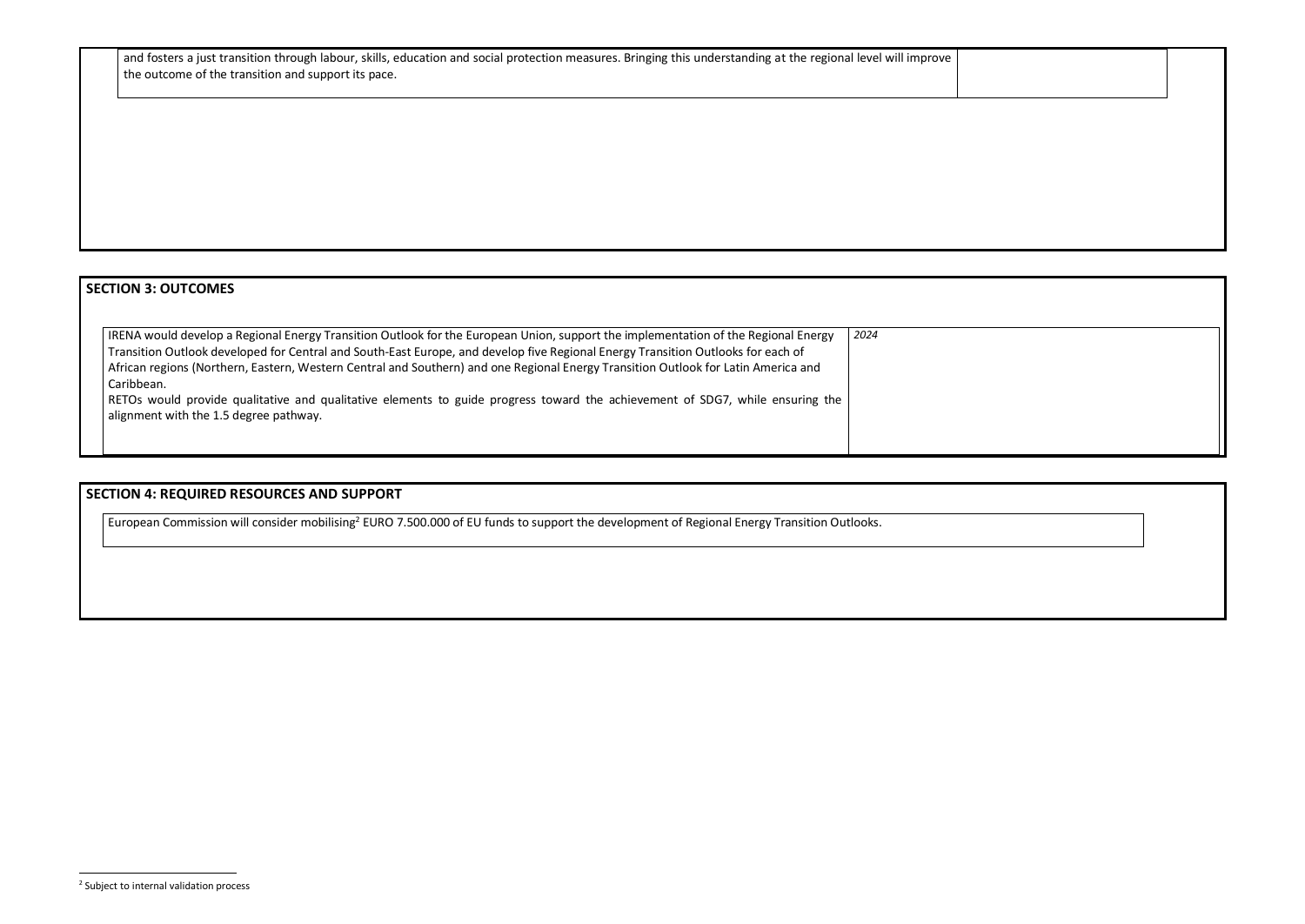and fosters a just transition through labour, skills, education and social protection measures. Bringing this understanding at the regional level will improve the outcome of the transition and support its pace.

## SECTION 3: OUTCOMES

| | |
|---|---|
| IRENA would develop a Regional Energy Transition Outlook for the European Union, support the implementation of the Regional Energy Transition Outlook developed for Central and South-East Europe, and develop five Regional Energy Transition Outlooks for each of African regions (Northern, Eastern, Western Central and Southern) and one Regional Energy Transition Outlook for Latin America and Caribbean.<br>RETOs would provide qualitative and qualitative elements to guide progress toward the achievement of SDG7, while ensuring the alignment with the 1.5 degree pathway. | *2024* |

## SECTION 4: REQUIRED RESOURCES AND SUPPORT

European Commission will consider mobilising[2] EURO 7.500.000 of EU funds to support the development of Regional Energy Transition Outlooks.

[2] Subject to internal validation process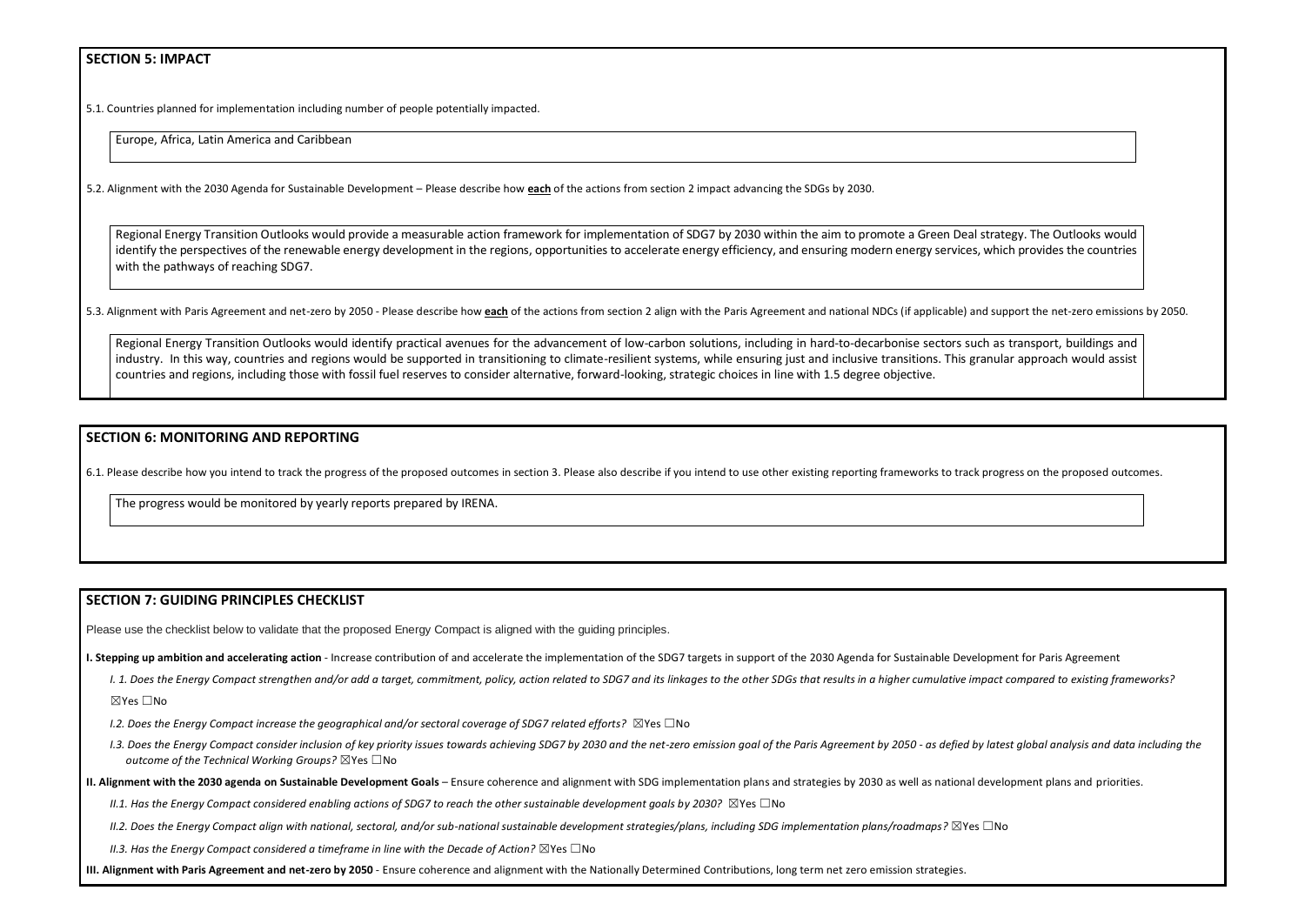## SECTION 5: IMPACT

5.1. Countries planned for implementation including number of people potentially impacted.

Europe, Africa, Latin America and Caribbean

5.2. Alignment with the 2030 Agenda for Sustainable Development – Please describe how **each** of the actions from section 2 impact advancing the SDGs by 2030.

Regional Energy Transition Outlooks would provide a measurable action framework for implementation of SDG7 by 2030 within the aim to promote a Green Deal strategy. The Outlooks would identify the perspectives of the renewable energy development in the regions, opportunities to accelerate energy efficiency, and ensuring modern energy services, which provides the countries with the pathways of reaching SDG7.

5.3. Alignment with Paris Agreement and net-zero by 2050 - Please describe how **each** of the actions from section 2 align with the Paris Agreement and national NDCs (if applicable) and support the net-zero emissions by 2050.

Regional Energy Transition Outlooks would identify practical avenues for the advancement of low-carbon solutions, including in hard-to-decarbonise sectors such as transport, buildings and industry. In this way, countries and regions would be supported in transitioning to climate-resilient systems, while ensuring just and inclusive transitions. This granular approach would assist countries and regions, including those with fossil fuel reserves to consider alternative, forward-looking, strategic choices in line with 1.5 degree objective.

## SECTION 6: MONITORING AND REPORTING

6.1. Please describe how you intend to track the progress of the proposed outcomes in section 3. Please also describe if you intend to use other existing reporting frameworks to track progress on the proposed outcomes.

The progress would be monitored by yearly reports prepared by IRENA.

## SECTION 7: GUIDING PRINCIPLES CHECKLIST

Please use the checklist below to validate that the proposed Energy Compact is aligned with the guiding principles.

**I. Stepping up ambition and accelerating action** - Increase contribution of and accelerate the implementation of the SDG7 targets in support of the 2030 Agenda for Sustainable Development for Paris Agreement

*I. 1. Does the Energy Compact strengthen and/or add a target, commitment, policy, action related to SDG7 and its linkages to the other SDGs that results in a higher cumulative impact compared to existing frameworks?*

☒Yes ☐No

*I.2. Does the Energy Compact increase the geographical and/or sectoral coverage of SDG7 related efforts?* ☒Yes ☐No

*I.3. Does the Energy Compact consider inclusion of key priority issues towards achieving SDG7 by 2030 and the net-zero emission goal of the Paris Agreement by 2050 - as defied by latest global analysis and data including the outcome of the Technical Working Groups?* ☒Yes ☐No

**II. Alignment with the 2030 agenda on Sustainable Development Goals** – Ensure coherence and alignment with SDG implementation plans and strategies by 2030 as well as national development plans and priorities.

*II.1. Has the Energy Compact considered enabling actions of SDG7 to reach the other sustainable development goals by 2030?* ☒Yes ☐No

*II.2. Does the Energy Compact align with national, sectoral, and/or sub-national sustainable development strategies/plans, including SDG implementation plans/roadmaps?* ☒Yes ☐No

*II.3. Has the Energy Compact considered a timeframe in line with the Decade of Action?* ☒Yes ☐No

**III. Alignment with Paris Agreement and net-zero by 2050** - Ensure coherence and alignment with the Nationally Determined Contributions, long term net zero emission strategies.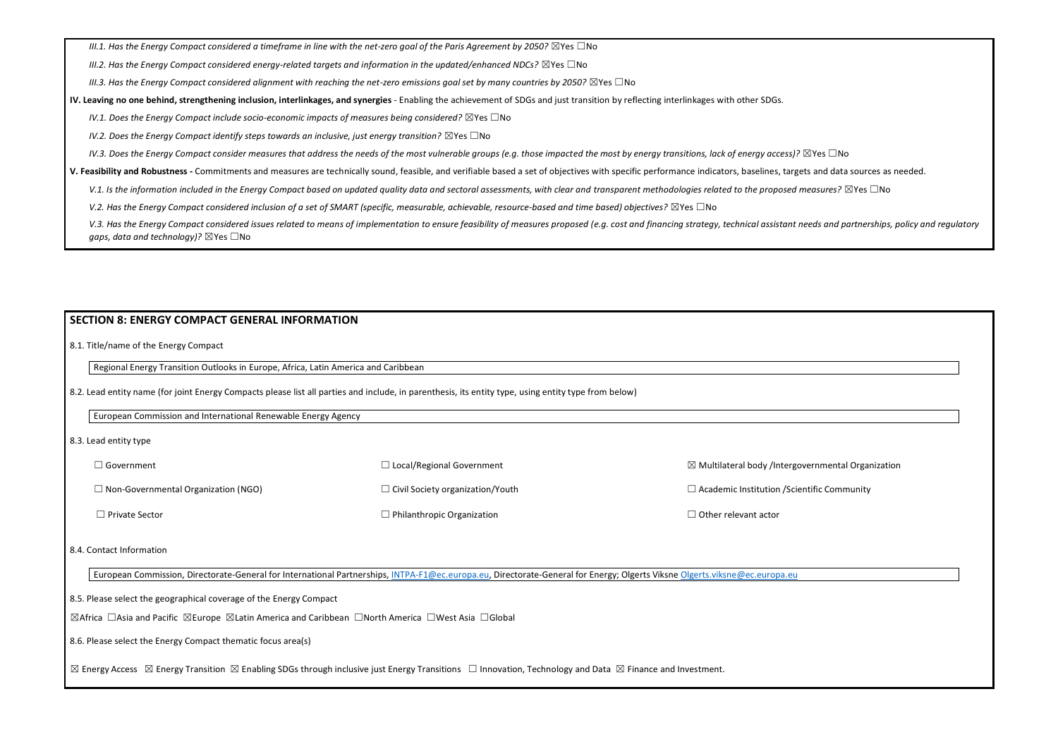*III.1. Has the Energy Compact considered a timeframe in line with the net-zero goal of the Paris Agreement by 2050?* ☒Yes ☐No

*III.2. Has the Energy Compact considered energy-related targets and information in the updated/enhanced NDCs?* ☒Yes ☐No

*III.3. Has the Energy Compact considered alignment with reaching the net-zero emissions goal set by many countries by 2050?* ☒Yes ☐No

**IV. Leaving no one behind, strengthening inclusion, interlinkages, and synergies** - Enabling the achievement of SDGs and just transition by reflecting interlinkages with other SDGs.

*IV.1. Does the Energy Compact include socio-economic impacts of measures being considered?* ☒Yes ☐No

*IV.2. Does the Energy Compact identify steps towards an inclusive, just energy transition?* ☒Yes ☐No

*IV.3. Does the Energy Compact consider measures that address the needs of the most vulnerable groups (e.g. those impacted the most by energy transitions, lack of energy access)?* ☒Yes ☐No

**V. Feasibility and Robustness -** Commitments and measures are technically sound, feasible, and verifiable based a set of objectives with specific performance indicators, baselines, targets and data sources as needed.

*V.1. Is the information included in the Energy Compact based on updated quality data and sectoral assessments, with clear and transparent methodologies related to the proposed measures?* ☒Yes ☐No

*V.2. Has the Energy Compact considered inclusion of a set of SMART (specific, measurable, achievable, resource-based and time based) objectives?* ☒Yes ☐No

*V.3. Has the Energy Compact considered issues related to means of implementation to ensure feasibility of measures proposed (e.g. cost and financing strategy, technical assistant needs and partnerships, policy and regulatory gaps, data and technology)?* ☒Yes ☐No

## SECTION 8: ENERGY COMPACT GENERAL INFORMATION

8.1. Title/name of the Energy Compact

Regional Energy Transition Outlooks in Europe, Africa, Latin America and Caribbean

8.2. Lead entity name (for joint Energy Compacts please list all parties and include, in parenthesis, its entity type, using entity type from below)

European Commission and International Renewable Energy Agency

8.3. Lead entity type

| | | |
|---|---|---|
| ☐ Government | ☐ Local/Regional Government | ☒ Multilateral body /Intergovernmental Organization |
| ☐ Non-Governmental Organization (NGO) | ☐ Civil Society organization/Youth | ☐ Academic Institution /Scientific Community |
| ☐ Private Sector | ☐ Philanthropic Organization | ☐ Other relevant actor |

8.4. Contact Information

European Commission, Directorate-General for International Partnerships, INTPA-F1@ec.europa.eu, Directorate-General for Energy; Olgerts Viksne Olgerts.viksne@ec.europa.eu

8.5. Please select the geographical coverage of the Energy Compact

☒Africa ☐Asia and Pacific ☒Europe ☒Latin America and Caribbean ☐North America ☐West Asia ☐Global

8.6. Please select the Energy Compact thematic focus area(s)

☒ Energy Access ☒ Energy Transition ☒ Enabling SDGs through inclusive just Energy Transitions ☐ Innovation, Technology and Data ☒ Finance and Investment.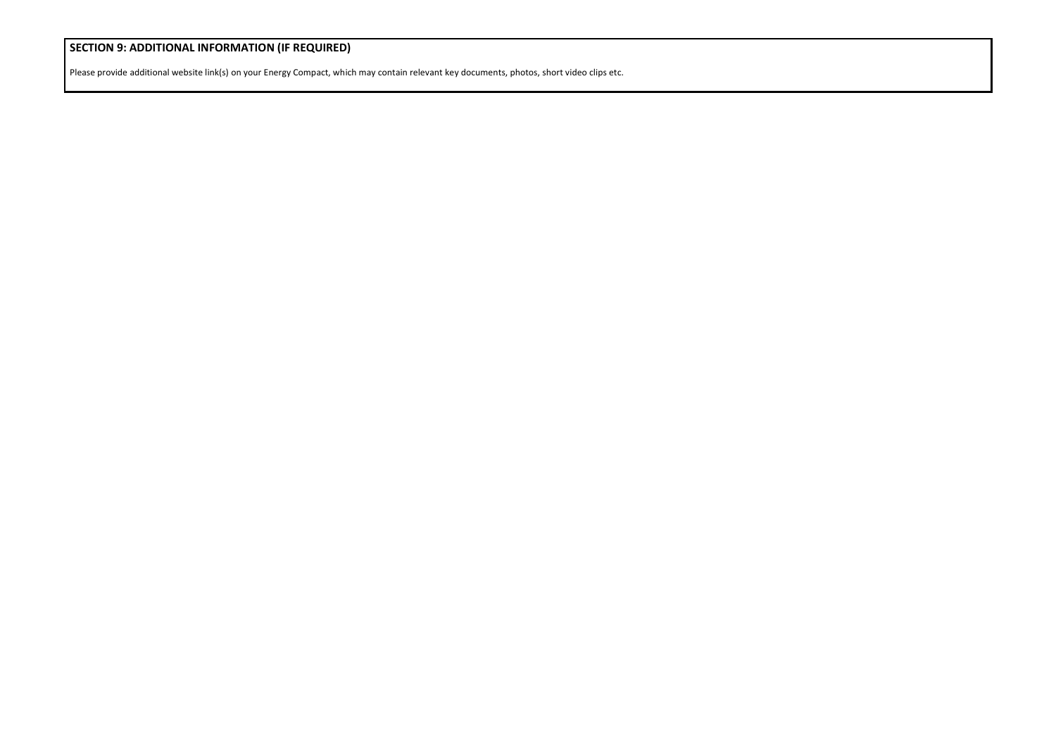## SECTION 9: ADDITIONAL INFORMATION (IF REQUIRED)

Please provide additional website link(s) on your Energy Compact, which may contain relevant key documents, photos, short video clips etc.